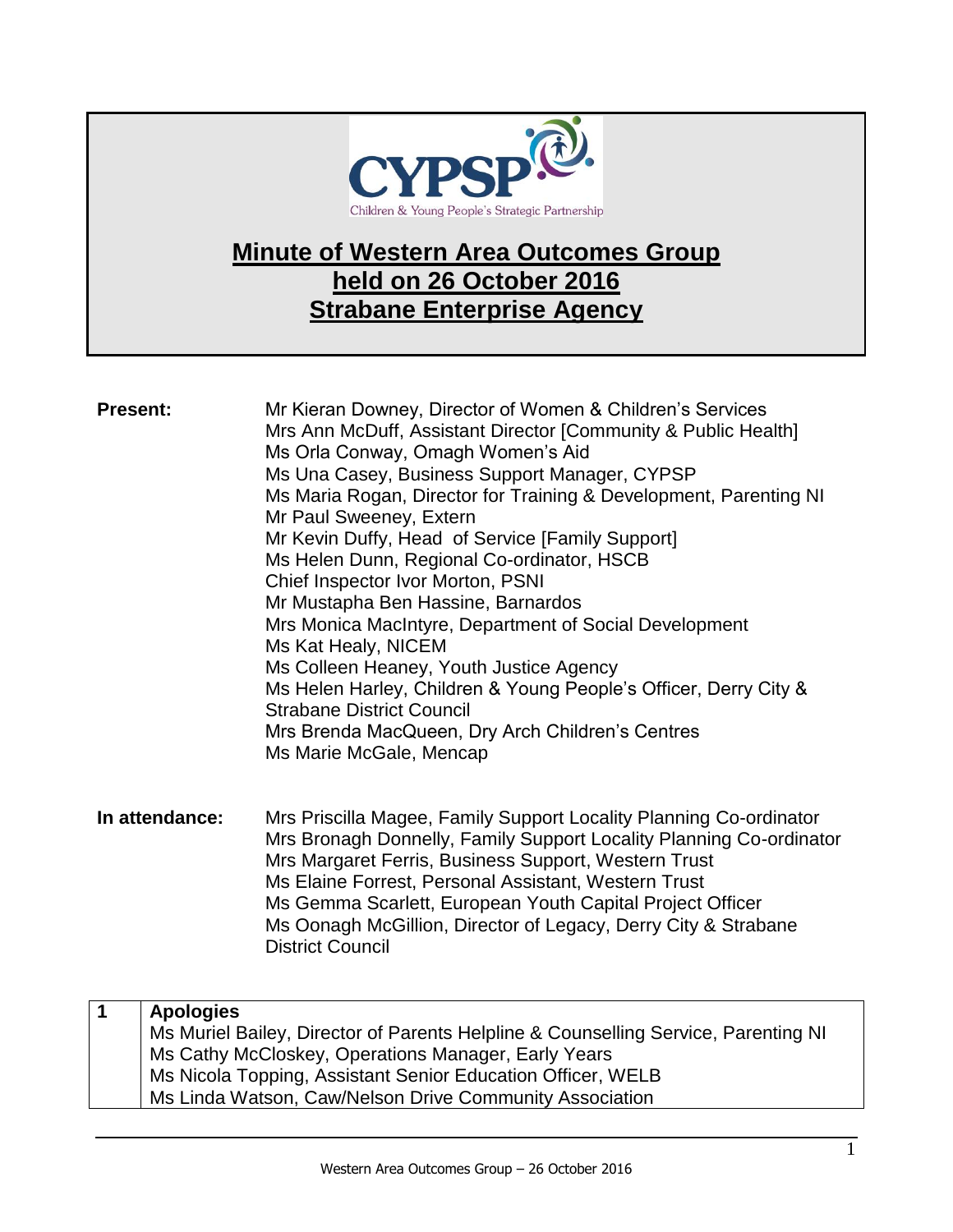CYPSP
Children & Young People's Strategic Partnership

# Minute of Western Area Outcomes Group held on 26 October 2016 Strabane Enterprise Agency

**Present:**

Mr Kieran Downey, Director of Women & Children's Services
Mrs Ann McDuff, Assistant Director [Community & Public Health]
Ms Orla Conway, Omagh Women's Aid
Ms Una Casey, Business Support Manager, CYPSP
Ms Maria Rogan, Director for Training & Development, Parenting NI
Mr Paul Sweeney, Extern
Mr Kevin Duffy, Head of Service [Family Support]
Ms Helen Dunn, Regional Co-ordinator, HSCB
Chief Inspector Ivor Morton, PSNI
Mr Mustapha Ben Hassine, Barnardos
Mrs Monica MacIntyre, Department of Social Development
Ms Kat Healy, NICEM
Ms Colleen Heaney, Youth Justice Agency
Ms Helen Harley, Children & Young People's Officer, Derry City & Strabane District Council
Mrs Brenda MacQueen, Dry Arch Children's Centres
Ms Marie McGale, Mencap

**In attendance:**

Mrs Priscilla Magee, Family Support Locality Planning Co-ordinator
Mrs Bronagh Donnelly, Family Support Locality Planning Co-ordinator
Mrs Margaret Ferris, Business Support, Western Trust
Ms Elaine Forrest, Personal Assistant, Western Trust
Ms Gemma Scarlett, European Youth Capital Project Officer
Ms Oonagh McGillion, Director of Legacy, Derry City & Strabane District Council

| 1 | **Apologies**<br>Ms Muriel Bailey, Director of Parents Helpline & Counselling Service, Parenting NI<br>Ms Cathy McCloskey, Operations Manager, Early Years<br>Ms Nicola Topping, Assistant Senior Education Officer, WELB<br>Ms Linda Watson, Caw/Nelson Drive Community Association |
|---|---|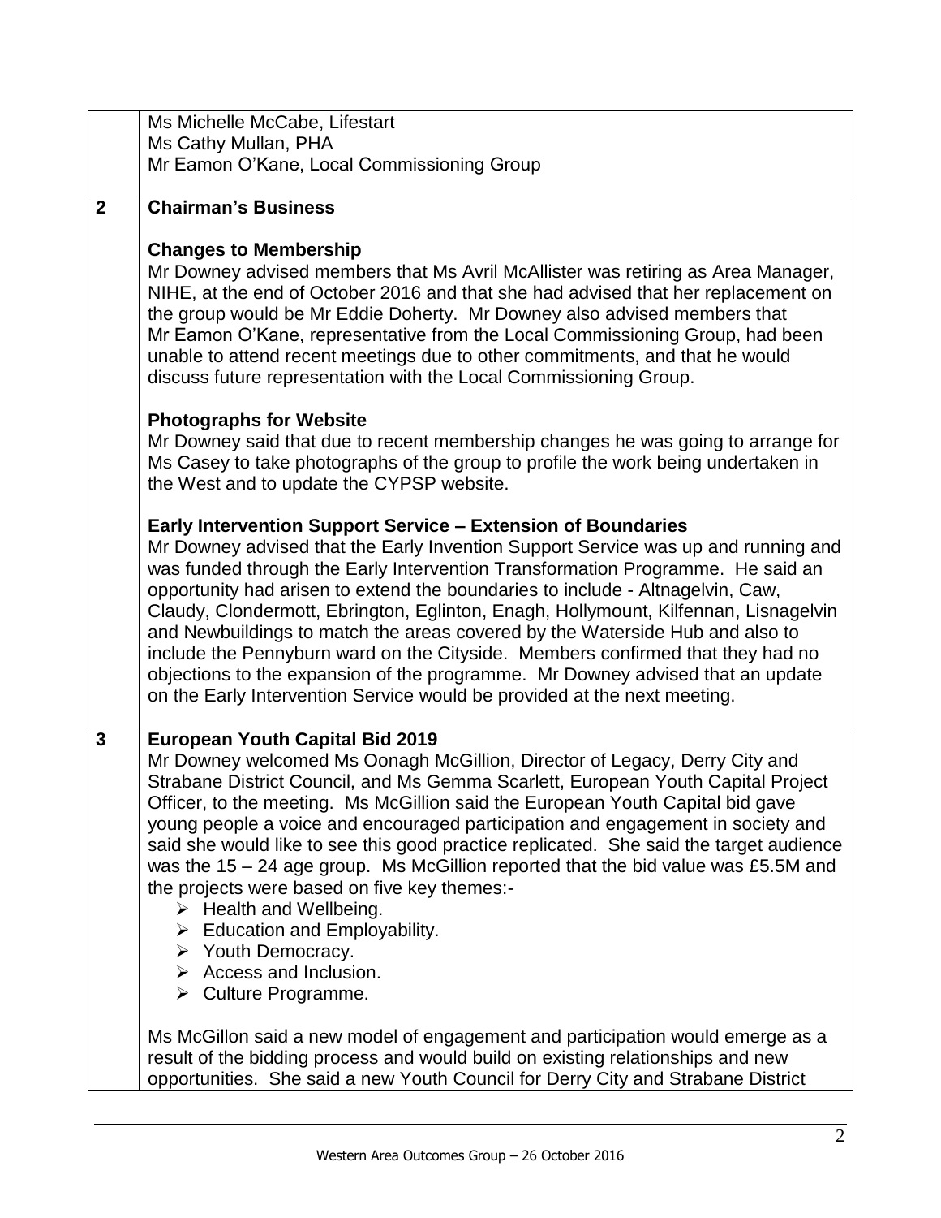| | |
|---|---|
| | Ms Michelle McCabe, Lifestart<br>Ms Cathy Mullan, PHA<br>Mr Eamon O'Kane, Local Commissioning Group |
| **2** | **Chairman's Business**<br><br>**Changes to Membership**<br>Mr Downey advised members that Ms Avril McAllister was retiring as Area Manager, NIHE, at the end of October 2016 and that she had advised that her replacement on the group would be Mr Eddie Doherty. Mr Downey also advised members that Mr Eamon O'Kane, representative from the Local Commissioning Group, had been unable to attend recent meetings due to other commitments, and that he would discuss future representation with the Local Commissioning Group.<br><br>**Photographs for Website**<br>Mr Downey said that due to recent membership changes he was going to arrange for Ms Casey to take photographs of the group to profile the work being undertaken in the West and to update the CYPSP website.<br><br>**Early Intervention Support Service – Extension of Boundaries**<br>Mr Downey advised that the Early Invention Support Service was up and running and was funded through the Early Intervention Transformation Programme. He said an opportunity had arisen to extend the boundaries to include - Altnagelvin, Caw, Claudy, Clondermott, Ebrington, Eglinton, Enagh, Hollymount, Kilfennan, Lisnagelvin and Newbuildings to match the areas covered by the Waterside Hub and also to include the Pennyburn ward on the Cityside. Members confirmed that they had no objections to the expansion of the programme. Mr Downey advised that an update on the Early Intervention Service would be provided at the next meeting. |
| **3** | **European Youth Capital Bid 2019**<br>Mr Downey welcomed Ms Oonagh McGillion, Director of Legacy, Derry City and Strabane District Council, and Ms Gemma Scarlett, European Youth Capital Project Officer, to the meeting. Ms McGillion said the European Youth Capital bid gave young people a voice and encouraged participation and engagement in society and said she would like to see this good practice replicated. She said the target audience was the 15 – 24 age group. Ms McGillion reported that the bid value was £5.5M and the projects were based on five key themes:-<br>➢ Health and Wellbeing.<br>➢ Education and Employability.<br>➢ Youth Democracy.<br>➢ Access and Inclusion.<br>➢ Culture Programme.<br><br>Ms McGillon said a new model of engagement and participation would emerge as a result of the bidding process and would build on existing relationships and new opportunities. She said a new Youth Council for Derry City and Strabane District |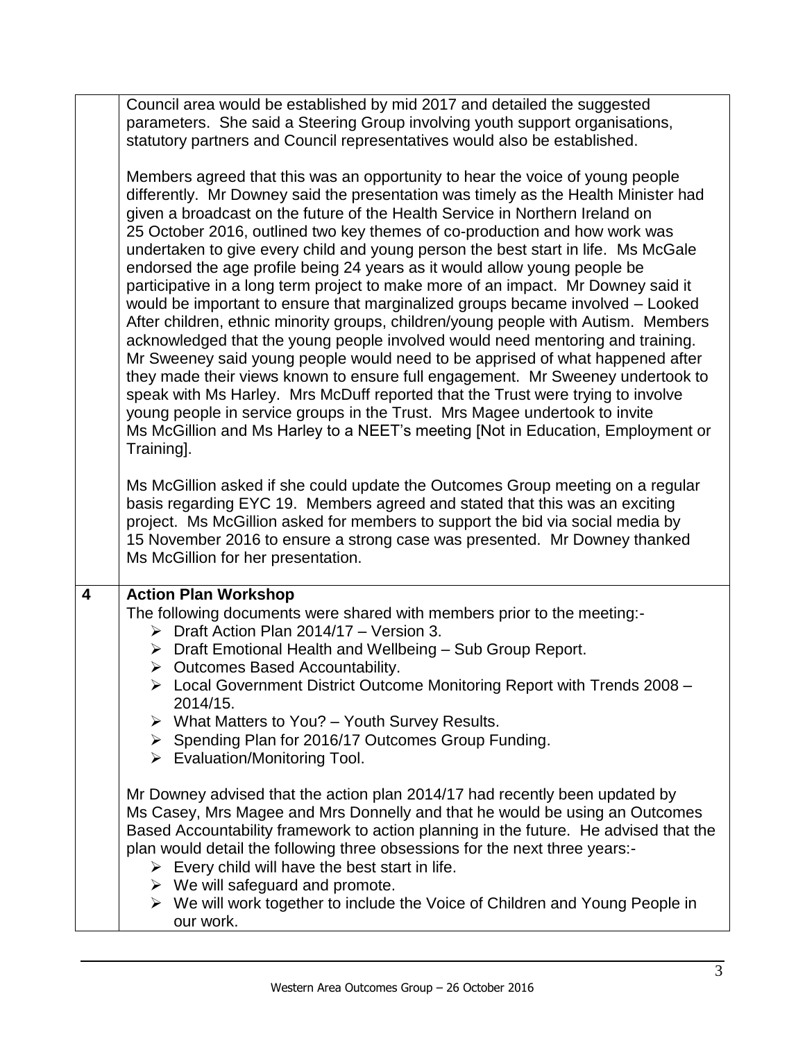| | |
|---|---|
| | Council area would be established by mid 2017 and detailed the suggested parameters. She said a Steering Group involving youth support organisations, statutory partners and Council representatives would also be established.<br><br>Members agreed that this was an opportunity to hear the voice of young people differently. Mr Downey said the presentation was timely as the Health Minister had given a broadcast on the future of the Health Service in Northern Ireland on 25 October 2016, outlined two key themes of co-production and how work was undertaken to give every child and young person the best start in life. Ms McGale endorsed the age profile being 24 years as it would allow young people be participative in a long term project to make more of an impact. Mr Downey said it would be important to ensure that marginalized groups became involved – Looked After children, ethnic minority groups, children/young people with Autism. Members acknowledged that the young people involved would need mentoring and training. Mr Sweeney said young people would need to be apprised of what happened after they made their views known to ensure full engagement. Mr Sweeney undertook to speak with Ms Harley. Mrs McDuff reported that the Trust were trying to involve young people in service groups in the Trust. Mrs Magee undertook to invite Ms McGillion and Ms Harley to a NEET's meeting [Not in Education, Employment or Training].<br><br>Ms McGillion asked if she could update the Outcomes Group meeting on a regular basis regarding EYC 19. Members agreed and stated that this was an exciting project. Ms McGillion asked for members to support the bid via social media by 15 November 2016 to ensure a strong case was presented. Mr Downey thanked Ms McGillion for her presentation. |
| **4** | **Action Plan Workshop**<br>The following documents were shared with members prior to the meeting:-<br>➢ Draft Action Plan 2014/17 – Version 3.<br>➢ Draft Emotional Health and Wellbeing – Sub Group Report.<br>➢ Outcomes Based Accountability.<br>➢ Local Government District Outcome Monitoring Report with Trends 2008 – 2014/15.<br>➢ What Matters to You? – Youth Survey Results.<br>➢ Spending Plan for 2016/17 Outcomes Group Funding.<br>➢ Evaluation/Monitoring Tool.<br><br>Mr Downey advised that the action plan 2014/17 had recently been updated by Ms Casey, Mrs Magee and Mrs Donnelly and that he would be using an Outcomes Based Accountability framework to action planning in the future. He advised that the plan would detail the following three obsessions for the next three years:-<br>➢ Every child will have the best start in life.<br>➢ We will safeguard and promote.<br>➢ We will work together to include the Voice of Children and Young People in our work. |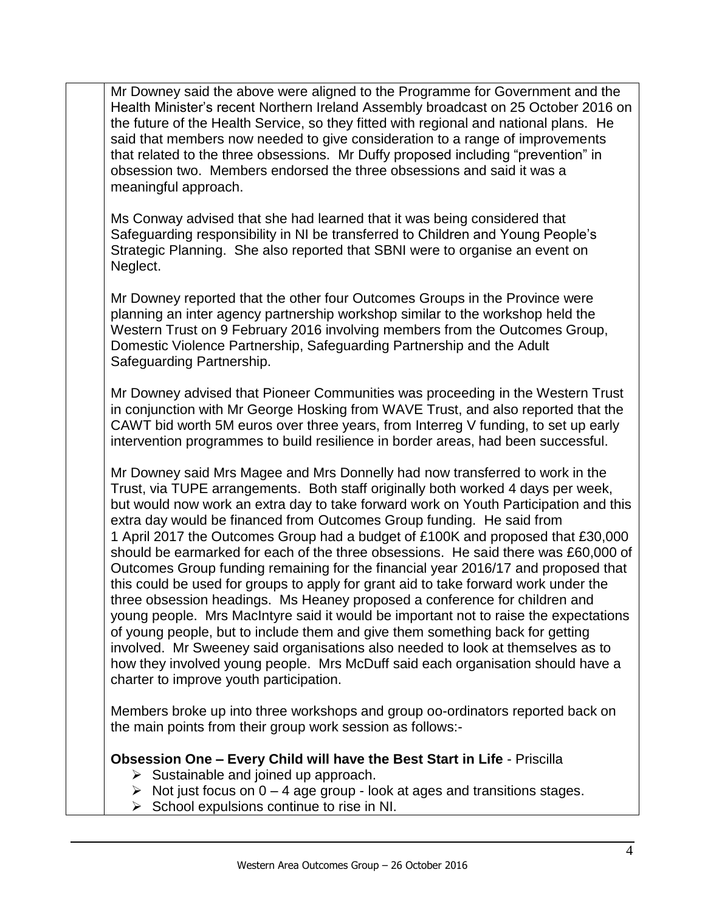Mr Downey said the above were aligned to the Programme for Government and the Health Minister's recent Northern Ireland Assembly broadcast on 25 October 2016 on the future of the Health Service, so they fitted with regional and national plans. He said that members now needed to give consideration to a range of improvements that related to the three obsessions. Mr Duffy proposed including "prevention" in obsession two. Members endorsed the three obsessions and said it was a meaningful approach.

Ms Conway advised that she had learned that it was being considered that Safeguarding responsibility in NI be transferred to Children and Young People's Strategic Planning. She also reported that SBNI were to organise an event on Neglect.

Mr Downey reported that the other four Outcomes Groups in the Province were planning an inter agency partnership workshop similar to the workshop held the Western Trust on 9 February 2016 involving members from the Outcomes Group, Domestic Violence Partnership, Safeguarding Partnership and the Adult Safeguarding Partnership.

Mr Downey advised that Pioneer Communities was proceeding in the Western Trust in conjunction with Mr George Hosking from WAVE Trust, and also reported that the CAWT bid worth 5M euros over three years, from Interreg V funding, to set up early intervention programmes to build resilience in border areas, had been successful.

Mr Downey said Mrs Magee and Mrs Donnelly had now transferred to work in the Trust, via TUPE arrangements. Both staff originally both worked 4 days per week, but would now work an extra day to take forward work on Youth Participation and this extra day would be financed from Outcomes Group funding. He said from 1 April 2017 the Outcomes Group had a budget of £100K and proposed that £30,000 should be earmarked for each of the three obsessions. He said there was £60,000 of Outcomes Group funding remaining for the financial year 2016/17 and proposed that this could be used for groups to apply for grant aid to take forward work under the three obsession headings. Ms Heaney proposed a conference for children and young people. Mrs MacIntyre said it would be important not to raise the expectations of young people, but to include them and give them something back for getting involved. Mr Sweeney said organisations also needed to look at themselves as to how they involved young people. Mrs McDuff said each organisation should have a charter to improve youth participation.

Members broke up into three workshops and group oo-ordinators reported back on the main points from their group work session as follows:-

**Obsession One – Every Child will have the Best Start in Life** - Priscilla

- Sustainable and joined up approach.
- Not just focus on 0 – 4 age group - look at ages and transitions stages.
- School expulsions continue to rise in NI.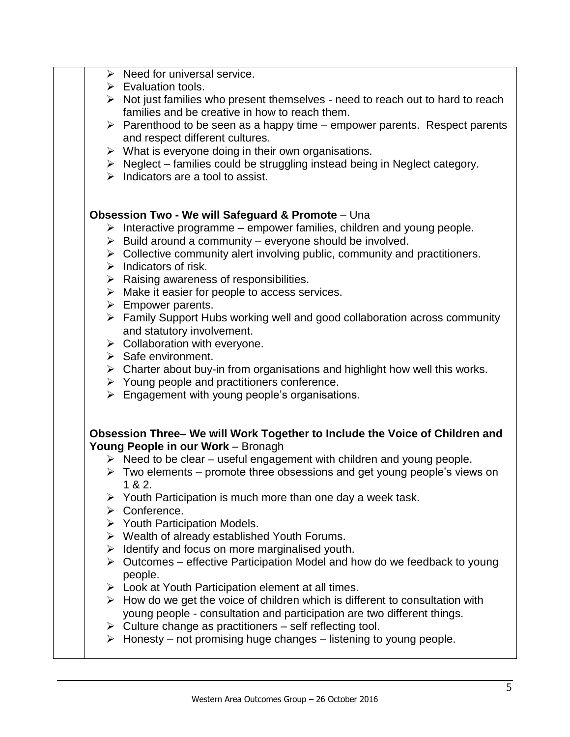- Need for universal service.
- Evaluation tools.
- Not just families who present themselves - need to reach out to hard to reach families and be creative in how to reach them.
- Parenthood to be seen as a happy time – empower parents. Respect parents and respect different cultures.
- What is everyone doing in their own organisations.
- Neglect – families could be struggling instead being in Neglect category.
- Indicators are a tool to assist.

**Obsession Two - We will Safeguard & Promote** – Una

- Interactive programme – empower families, children and young people.
- Build around a community – everyone should be involved.
- Collective community alert involving public, community and practitioners.
- Indicators of risk.
- Raising awareness of responsibilities.
- Make it easier for people to access services.
- Empower parents.
- Family Support Hubs working well and good collaboration across community and statutory involvement.
- Collaboration with everyone.
- Safe environment.
- Charter about buy-in from organisations and highlight how well this works.
- Young people and practitioners conference.
- Engagement with young people's organisations.

**Obsession Three– We will Work Together to Include the Voice of Children and Young People in our Work** – Bronagh

- Need to be clear – useful engagement with children and young people.
- Two elements – promote three obsessions and get young people's views on 1 & 2.
- Youth Participation is much more than one day a week task.
- Conference.
- Youth Participation Models.
- Wealth of already established Youth Forums.
- Identify and focus on more marginalised youth.
- Outcomes – effective Participation Model and how do we feedback to young people.
- Look at Youth Participation element at all times.
- How do we get the voice of children which is different to consultation with young people - consultation and participation are two different things.
- Culture change as practitioners – self reflecting tool.
- Honesty – not promising huge changes – listening to young people.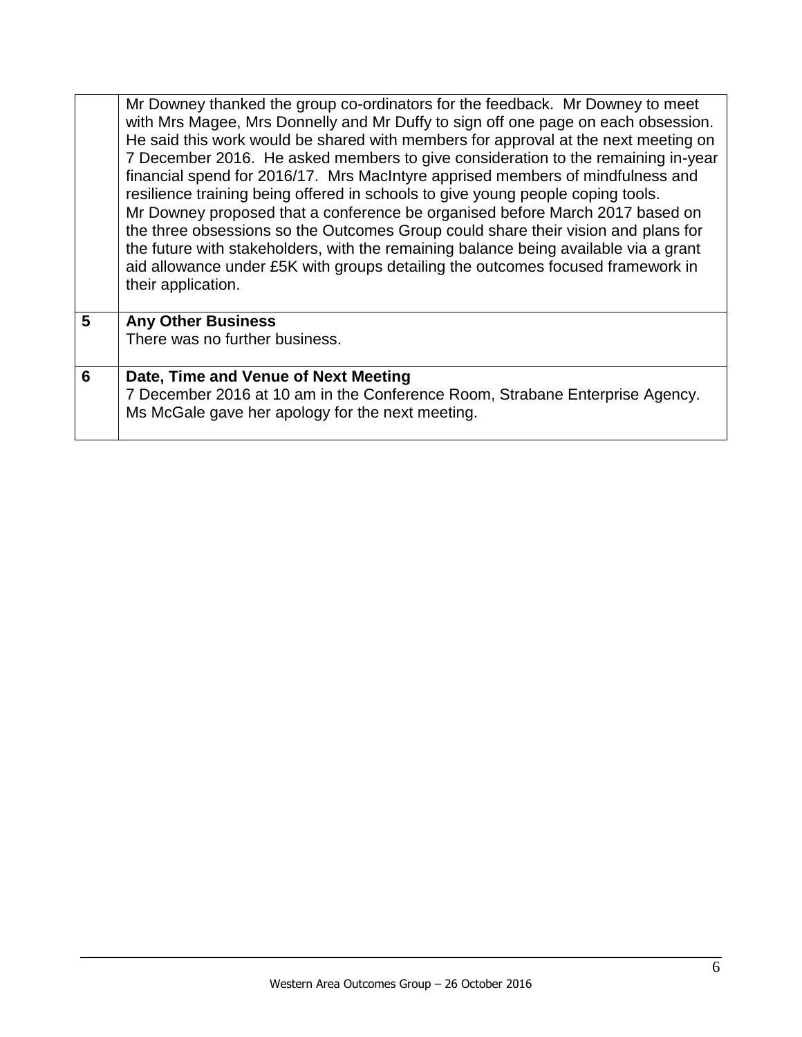| | |
|---|---|
| | Mr Downey thanked the group co-ordinators for the feedback. Mr Downey to meet with Mrs Magee, Mrs Donnelly and Mr Duffy to sign off one page on each obsession. He said this work would be shared with members for approval at the next meeting on 7 December 2016. He asked members to give consideration to the remaining in-year financial spend for 2016/17. Mrs MacIntyre apprised members of mindfulness and resilience training being offered in schools to give young people coping tools. Mr Downey proposed that a conference be organised before March 2017 based on the three obsessions so the Outcomes Group could share their vision and plans for the future with stakeholders, with the remaining balance being available via a grant aid allowance under £5K with groups detailing the outcomes focused framework in their application. |
| **5** | **Any Other Business**<br>There was no further business. |
| **6** | **Date, Time and Venue of Next Meeting**<br>7 December 2016 at 10 am in the Conference Room, Strabane Enterprise Agency. Ms McGale gave her apology for the next meeting. |